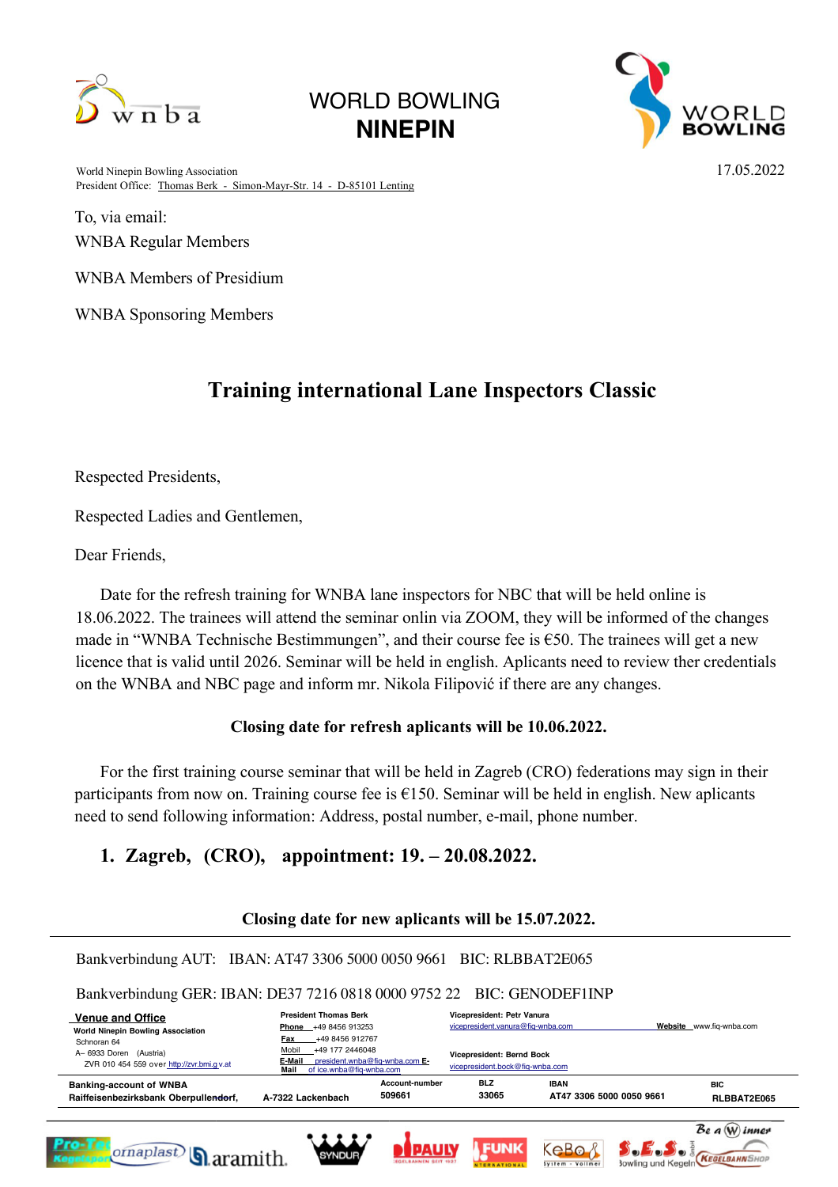WORLD BOWLING
**NINEPIN**

World Ninepin Bowling Association
President Office: Thomas Berk - Simon-Mayr-Str. 14 - D-85101 Lenting

17.05.2022

To, via email:
WNBA Regular Members

WNBA Members of Presidium

WNBA Sponsoring Members

# Training international Lane Inspectors Classic

Respected Presidents,

Respected Ladies and Gentlemen,

Dear Friends,

Date for the refresh training for WNBA lane inspectors for NBC that will be held online is 18.06.2022. The trainees will attend the seminar onlin via ZOOM, they will be informed of the changes made in "WNBA Technische Bestimmungen", and their course fee is €50. The trainees will get a new licence that is valid until 2026. Seminar will be held in english. Aplicants need to review ther credentials on the WNBA and NBC page and inform mr. Nikola Filipović if there are any changes.

**Closing date for refresh aplicants will be 10.06.2022.**

For the first training course seminar that will be held in Zagreb (CRO) federations may sign in their participants from now on. Training course fee is €150. Seminar will be held in english. New aplicants need to send following information: Address, postal number, e-mail, phone number.

1. **Zagreb, (CRO), appointment: 19. – 20.08.2022.**

**Closing date for new aplicants will be 15.07.2022.**

Bankverbindung AUT: IBAN: AT47 3306 5000 0050 9661 BIC: RLBBAT2E065

Bankverbindung GER: IBAN: DE37 7216 0818 0000 9752 22 BIC: GENODEF1INP

**Venue and Office**
**World Ninepin Bowling Association**
Schnoran 64
A– 6933 Doren (Austria)
ZVR 010 454 559 over http://zvr.bmi.gv.at

**President Thomas Berk**
Phone +49 8456 913253
Fax +49 8456 912767
Mobil +49 177 2446048
E-Mail president.wnba@fiq-wnba.com
E-Mail of ice.wnba@fiq-wnba.com

**Vicepresident: Petr Vanura**
vicepresident.vanura@fiq-wnba.com

**Vicepresident: Bernd Bock**
vicepresident.bock@fiq-wnba.com

**Website** www.fiq-wnba.com

| Banking-account of WNBA | | Account-number | BLZ | IBAN | BIC |
|---|---|---|---|---|---|
| Raiffeisenbezirksbank Oberpullendorf, | A-7322 Lackenbach | 509661 | 33065 | AT47 3306 5000 0050 9661 | RLBBAT2E065 |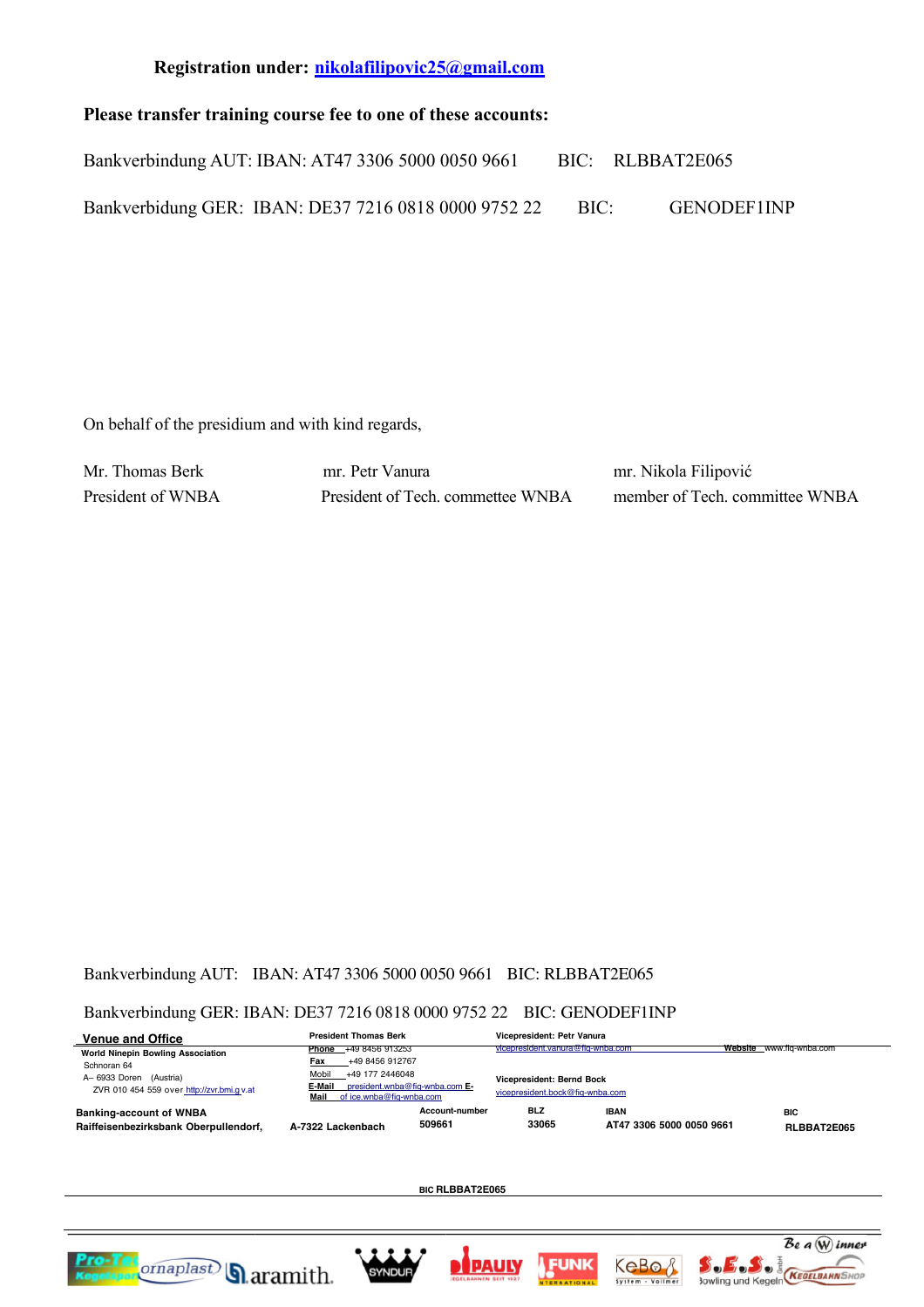**Registration under: nikolafilipovic25@gmail.com**

**Please transfer training course fee to one of these accounts:**

Bankverbindung AUT: IBAN: AT47 3306 5000 0050 9661 BIC: RLBBAT2E065

Bankverbidung GER: IBAN: DE37 7216 0818 0000 9752 22 BIC: GENODEF1INP

On behalf of the presidium and with kind regards,

| | | |
|---|---|---|
| Mr. Thomas Berk | mr. Petr Vanura | mr. Nikola Filipović |
| President of WNBA | President of Tech. commettee WNBA | member of Tech. committee WNBA |

Bankverbindung AUT: IBAN: AT47 3306 5000 0050 9661 BIC: RLBBAT2E065

Bankverbindung GER: IBAN: DE37 7216 0818 0000 9752 22 BIC: GENODEF1INP

**Venue and Office**
World Ninepin Bowling Association
Schnoran 64
A– 6933 Doren (Austria)
ZVR 010 454 559 over http://zvr.bmi.g v.at

**President Thomas Berk**
Phone +49 8456 913253
Fax +49 8456 912767
Mobil +49 177 2446048
E-Mail president.wnba@fiq-wnba.com E-Mail of ice.wnba@fiq-wnba.com

**Vicepresident: Petr Vanura**
vicepresident.vanura@fiq-wnba.com

**Vicepresident: Bernd Bock**
vicepresident.bock@fiq-wnba.com

**Website** www.fiq-wnba.com

| Banking-account of WNBA | | Account-number | BLZ | IBAN | BIC |
|---|---|---|---|---|---|
| Raiffeisenbezirksbank Oberpullendorf, | A-7322 Lackenbach | 509661 | 33065 | AT47 3306 5000 0050 9661 | RLBBAT2E065 |

BIC RLBBAT2E065

Pro-Tec Kegelsport ornaplast aramith SYNDUR PAULY FUNK KeBo System - Vollmer S.E.S. Bowling und Kegeln Be a Winner KEGELBAHNSHOP